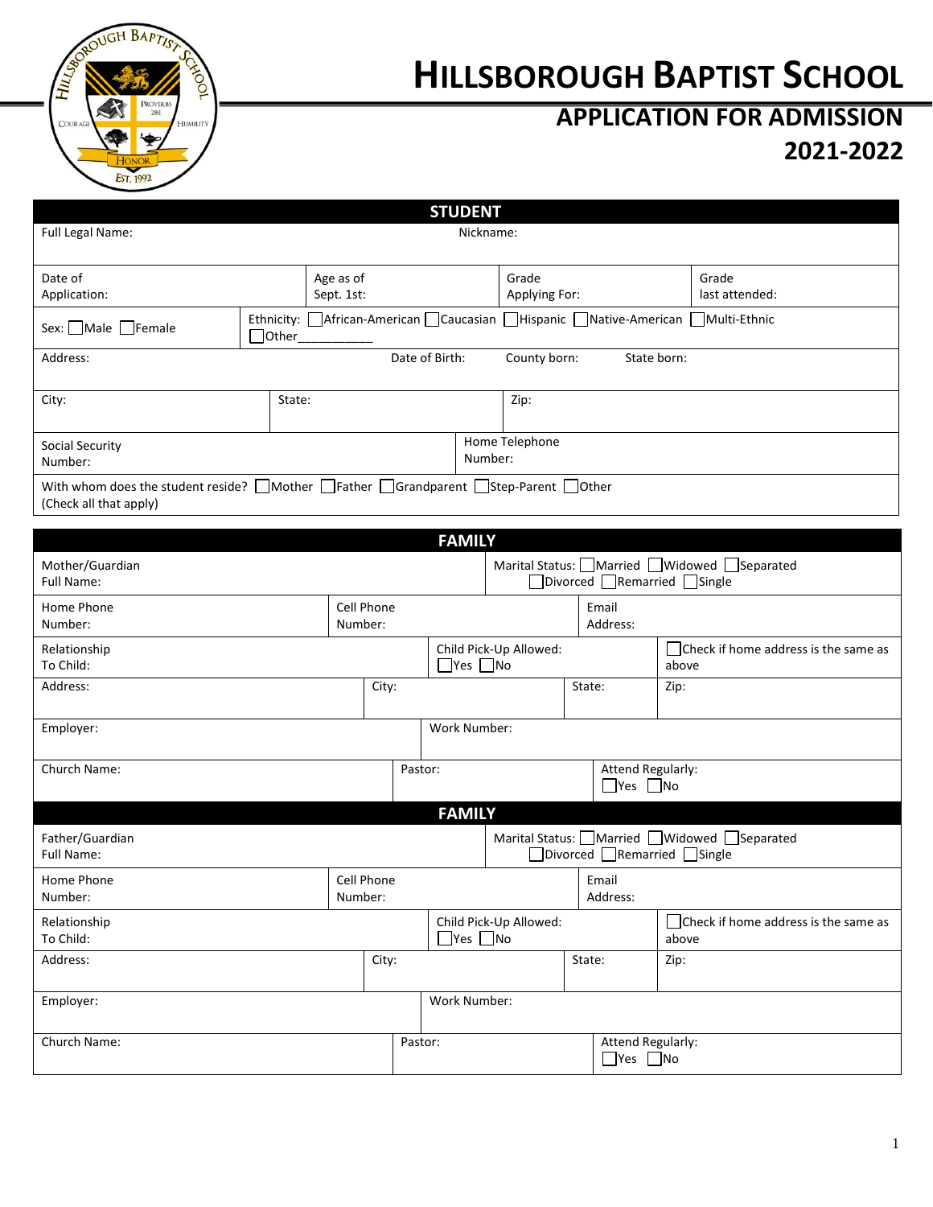# HILLSBOROUGH BAPTIST SCHOOL

## APPLICATION FOR ADMISSION

## 2021-2022

### STUDENT

| | | | |
|---|---|---|---|
| Full Legal Name: | | Nickname: | |
| Date of Application: | Age as of Sept. 1st: | Grade Applying For: | Grade last attended: |
| Sex: ☐Male ☐Female | Ethnicity: ☐African-American ☐Caucasian ☐Hispanic ☐Native-American ☐Multi-Ethnic ☐Other___________ | | |
| Address: | Date of Birth: | County born: | State born: |
| City: | State: | Zip: | |
| Social Security Number: | | Home Telephone Number: | |
| With whom does the student reside? ☐Mother ☐Father ☐Grandparent ☐Step-Parent ☐Other (Check all that apply) | | | |

### FAMILY

| | | | |
|---|---|---|---|
| Mother/Guardian Full Name: | | Marital Status: ☐Married ☐Widowed ☐Separated ☐Divorced ☐Remarried ☐Single | |
| Home Phone Number: | Cell Phone Number: | Email Address: | |
| Relationship To Child: | Child Pick-Up Allowed: ☐Yes ☐No | ☐Check if home address is the same as above | |
| Address: | City: | State: | Zip: |
| Employer: | Work Number: | | |
| Church Name: | Pastor: | Attend Regularly: ☐Yes ☐No | |

### FAMILY

| | | | |
|---|---|---|---|
| Father/Guardian Full Name: | | Marital Status: ☐Married ☐Widowed ☐Separated ☐Divorced ☐Remarried ☐Single | |
| Home Phone Number: | Cell Phone Number: | Email Address: | |
| Relationship To Child: | Child Pick-Up Allowed: ☐Yes ☐No | ☐Check if home address is the same as above | |
| Address: | City: | State: | Zip: |
| Employer: | Work Number: | | |
| Church Name: | Pastor: | Attend Regularly: ☐Yes ☐No | |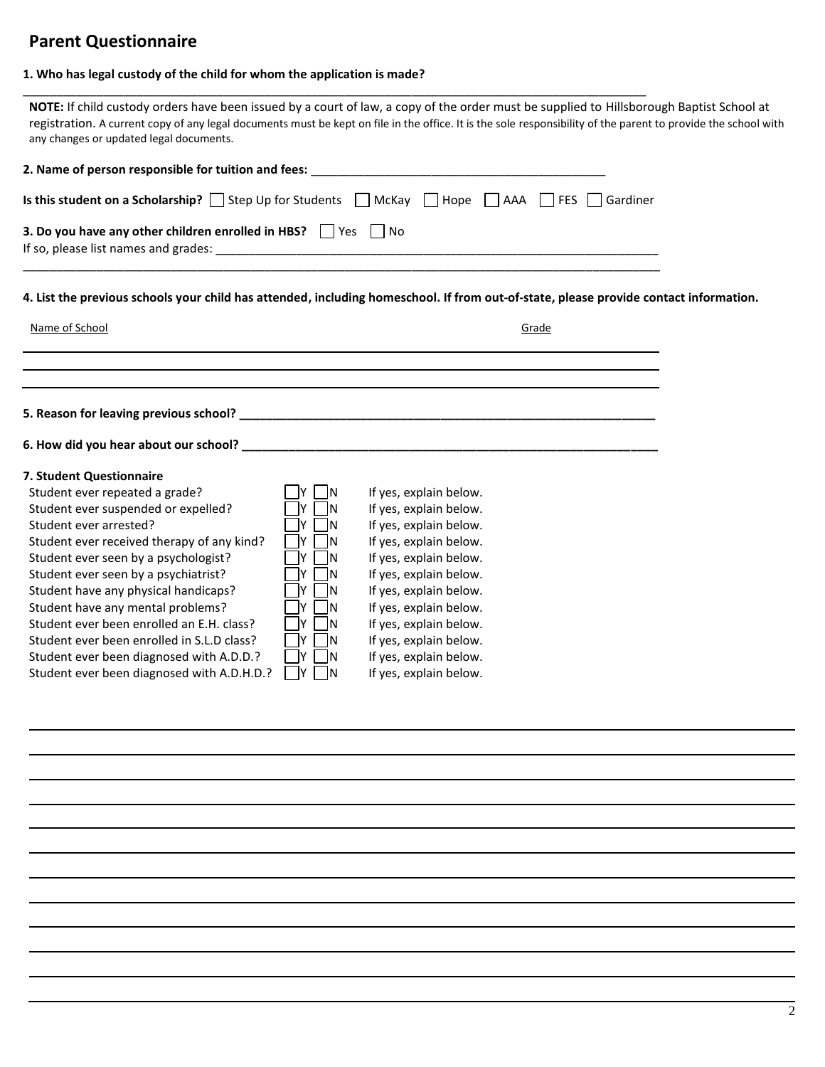# Parent Questionnaire

**1. Who has legal custody of the child for whom the application is made?**

______________________________________________________________________________________________

**NOTE:** If child custody orders have been issued by a court of law, a copy of the order must be supplied to Hillsborough Baptist School at registration. A current copy of any legal documents must be kept on file in the office. It is the sole responsibility of the parent to provide the school with any changes or updated legal documents.

**2. Name of person responsible for tuition and fees:** ______________________________________________

**Is this student on a Scholarship?** ☐ Step Up for Students ☐ McKay ☐ Hope ☐ AAA ☐ FES ☐ Gardiner

**3. Do you have any other children enrolled in HBS?** ☐ Yes ☐ No

If so, please list names and grades: ______________________________________________________________________

______________________________________________________________________________________________

**4. List the previous schools your child has attended, including homeschool. If from out-of-state, please provide contact information.**

| Name of School | Grade |
|---|---|
| | |
| | |
| | |

**5. Reason for leaving previous school?** ______________________________________________________________

**6. How did you hear about our school?** ______________________________________________________________

**7. Student Questionnaire**

| | | |
|---|---|---|
| Student ever repeated a grade? | ☐Y ☐N | If yes, explain below. |
| Student ever suspended or expelled? | ☐Y ☐N | If yes, explain below. |
| Student ever arrested? | ☐Y ☐N | If yes, explain below. |
| Student ever received therapy of any kind? | ☐Y ☐N | If yes, explain below. |
| Student ever seen by a psychologist? | ☐Y ☐N | If yes, explain below. |
| Student ever seen by a psychiatrist? | ☐Y ☐N | If yes, explain below. |
| Student have any physical handicaps? | ☐Y ☐N | If yes, explain below. |
| Student have any mental problems? | ☐Y ☐N | If yes, explain below. |
| Student ever been enrolled an E.H. class? | ☐Y ☐N | If yes, explain below. |
| Student ever been enrolled in S.L.D class? | ☐Y ☐N | If yes, explain below. |
| Student ever been diagnosed with A.D.D.? | ☐Y ☐N | If yes, explain below. |
| Student ever been diagnosed with A.D.H.D.? | ☐Y ☐N | If yes, explain below. |

______________________________________________________________________________________________

______________________________________________________________________________________________

______________________________________________________________________________________________

______________________________________________________________________________________________

______________________________________________________________________________________________

______________________________________________________________________________________________

______________________________________________________________________________________________

______________________________________________________________________________________________

______________________________________________________________________________________________

______________________________________________________________________________________________

______________________________________________________________________________________________

______________________________________________________________________________________________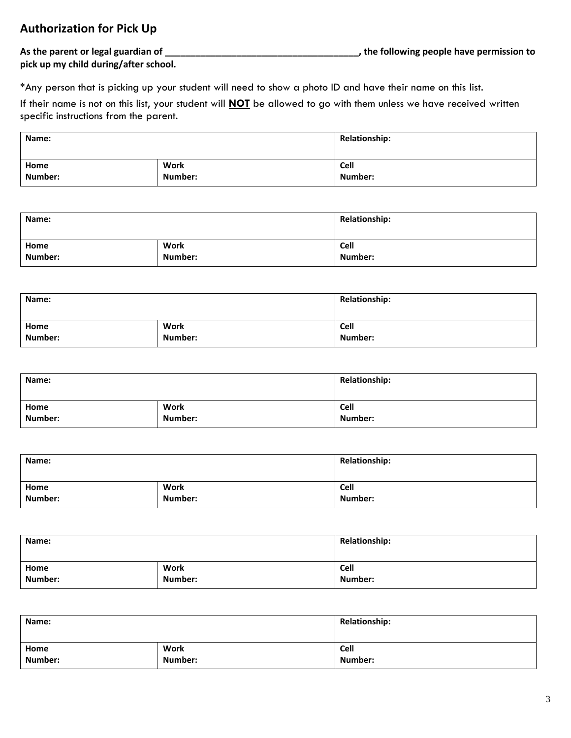## Authorization for Pick Up

**As the parent or legal guardian of \_\_\_\_\_\_\_\_\_\_\_\_\_\_\_\_\_\_\_\_\_\_\_\_\_\_\_\_\_\_\_\_\_\_\_\_\_, the following people have permission to pick up my child during/after school.**

*Any person that is picking up your student will need to show a photo ID and have their name on this list.

If their name is not on this list, your student will **NOT** be allowed to go with them unless we have received written specific instructions from the parent.

| **Name:** | | **Relationship:** |
|---|---|---|
| **Home Number:** | **Work Number:** | **Cell Number:** |

| **Name:** | | **Relationship:** |
|---|---|---|
| **Home Number:** | **Work Number:** | **Cell Number:** |

| **Name:** | | **Relationship:** |
|---|---|---|
| **Home Number:** | **Work Number:** | **Cell Number:** |

| **Name:** | | **Relationship:** |
|---|---|---|
| **Home Number:** | **Work Number:** | **Cell Number:** |

| **Name:** | | **Relationship:** |
|---|---|---|
| **Home Number:** | **Work Number:** | **Cell Number:** |

| **Name:** | | **Relationship:** |
|---|---|---|
| **Home Number:** | **Work Number:** | **Cell Number:** |

| **Name:** | | **Relationship:** |
|---|---|---|
| **Home Number:** | **Work Number:** | **Cell Number:** |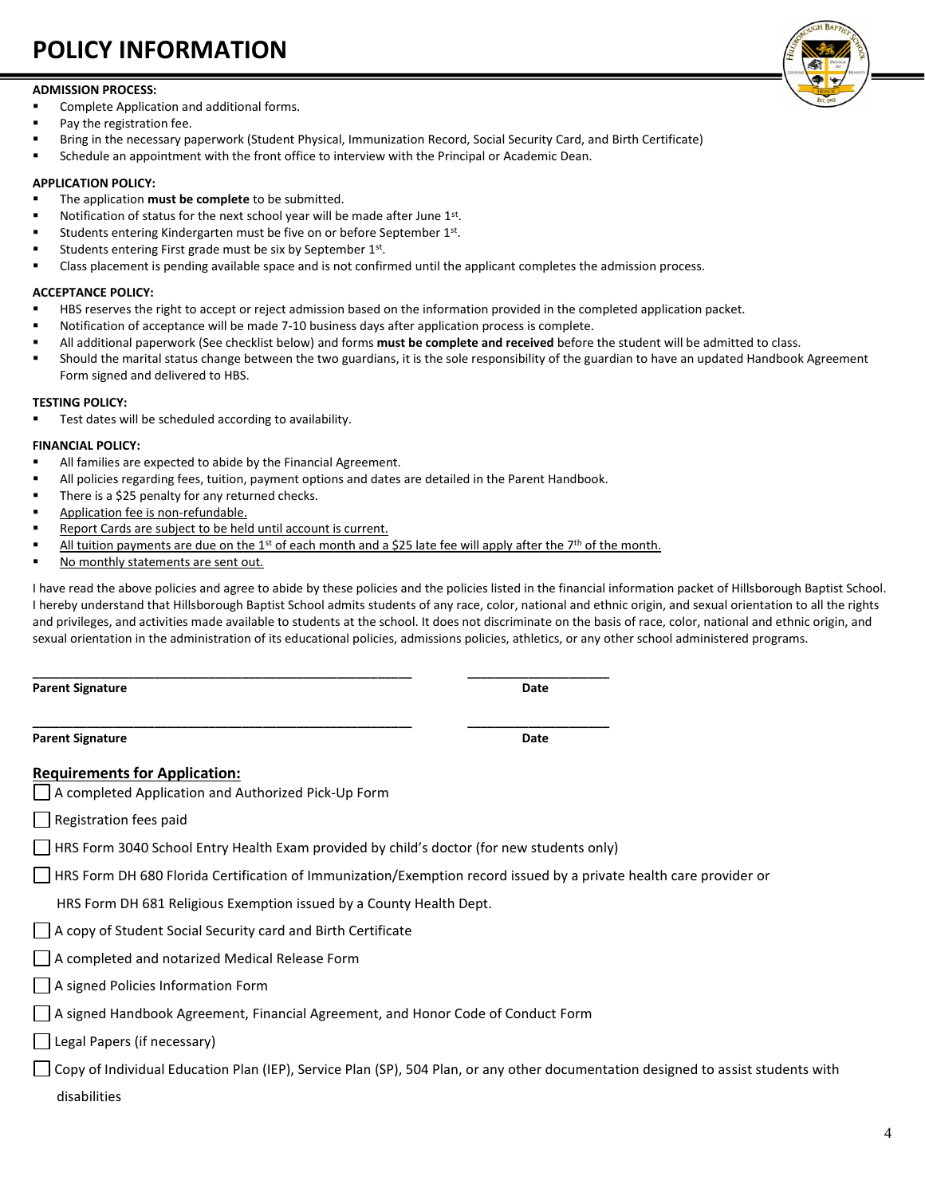# POLICY INFORMATION

**ADMISSION PROCESS:**

- Complete Application and additional forms.
- Pay the registration fee.
- Bring in the necessary paperwork (Student Physical, Immunization Record, Social Security Card, and Birth Certificate)
- Schedule an appointment with the front office to interview with the Principal or Academic Dean.

**APPLICATION POLICY:**

- The application **must be complete** to be submitted.
- Notification of status for the next school year will be made after June 1st.
- Students entering Kindergarten must be five on or before September 1st.
- Students entering First grade must be six by September 1st.
- Class placement is pending available space and is not confirmed until the applicant completes the admission process.

**ACCEPTANCE POLICY:**

- HBS reserves the right to accept or reject admission based on the information provided in the completed application packet.
- Notification of acceptance will be made 7-10 business days after application process is complete.
- All additional paperwork (See checklist below) and forms **must be complete and received** before the student will be admitted to class.
- Should the marital status change between the two guardians, it is the sole responsibility of the guardian to have an updated Handbook Agreement Form signed and delivered to HBS.

**TESTING POLICY:**

- Test dates will be scheduled according to availability.

**FINANCIAL POLICY:**

- All families are expected to abide by the Financial Agreement.
- All policies regarding fees, tuition, payment options and dates are detailed in the Parent Handbook.
- There is a $25 penalty for any returned checks.
- <u>Application fee is non-refundable.</u>
- <u>Report Cards are subject to be held until account is current.</u>
- <u>All tuition payments are due on the 1st of each month and a $25 late fee will apply after the 7th of the month.</u>
- <u>No monthly statements are sent out.</u>

I have read the above policies and agree to abide by these policies and the policies listed in the financial information packet of Hillsborough Baptist School. I hereby understand that Hillsborough Baptist School admits students of any race, color, national and ethnic origin, and sexual orientation to all the rights and privileges, and activities made available to students at the school. It does not discriminate on the basis of race, color, national and ethnic origin, and sexual orientation in the administration of its educational policies, admissions policies, athletics, or any other school administered programs.

\_\_\_\_\_\_\_\_\_\_\_\_\_\_\_\_\_\_\_\_\_\_\_\_\_\_\_\_\_\_\_\_\_\_\_\_\_\_\_\_\_\_\_\_\_ \_\_\_\_\_\_\_\_\_\_\_\_\_\_\_\_\_\_\_\_

**Parent Signature** **Date**

\_\_\_\_\_\_\_\_\_\_\_\_\_\_\_\_\_\_\_\_\_\_\_\_\_\_\_\_\_\_\_\_\_\_\_\_\_\_\_\_\_\_\_\_\_ \_\_\_\_\_\_\_\_\_\_\_\_\_\_\_\_\_\_\_\_

**Parent Signature** **Date**

## <u>Requirements for Application:</u>

- [ ] A completed Application and Authorized Pick-Up Form
- [ ] Registration fees paid
- [ ] HRS Form 3040 School Entry Health Exam provided by child's doctor (for new students only)
- [ ] HRS Form DH 680 Florida Certification of Immunization/Exemption record issued by a private health care provider or HRS Form DH 681 Religious Exemption issued by a County Health Dept.
- [ ] A copy of Student Social Security card and Birth Certificate
- [ ] A completed and notarized Medical Release Form
- [ ] A signed Policies Information Form
- [ ] A signed Handbook Agreement, Financial Agreement, and Honor Code of Conduct Form
- [ ] Legal Papers (if necessary)
- [ ] Copy of Individual Education Plan (IEP), Service Plan (SP), 504 Plan, or any other documentation designed to assist students with disabilities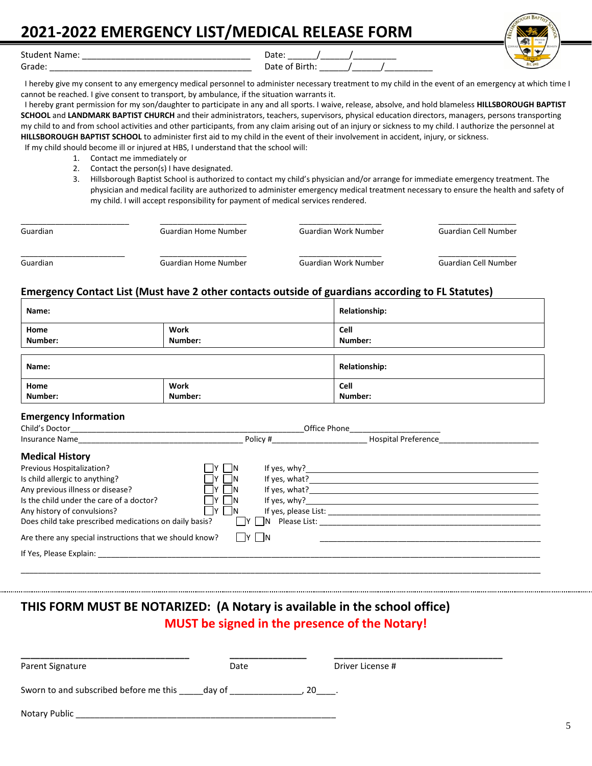# 2021-2022 EMERGENCY LIST/MEDICAL RELEASE FORM

Student Name: ___________________________________ Date: ______/______/_________

Grade: ___________________________________________ Date of Birth: ______/______/__________

I hereby give my consent to any emergency medical personnel to administer necessary treatment to my child in the event of an emergency at which time I cannot be reached. I give consent to transport, by ambulance, if the situation warrants it.

I hereby grant permission for my son/daughter to participate in any and all sports. I waive, release, absolve, and hold blameless **HILLSBOROUGH BAPTIST SCHOOL** and **LANDMARK BAPTIST CHURCH** and their administrators, teachers, supervisors, physical education directors, managers, persons transporting my child to and from school activities and other participants, from any claim arising out of an injury or sickness to my child. I authorize the personnel at **HILLSBOROUGH BAPTIST SCHOOL** to administer first aid to my child in the event of their involvement in accident, injury, or sickness.

If my child should become ill or injured at HBS, I understand that the school will:

1. Contact me immediately or
2. Contact the person(s) I have designated.
3. Hillsborough Baptist School is authorized to contact my child's physician and/or arrange for immediate emergency treatment. The physician and medical facility are authorized to administer emergency medical treatment necessary to ensure the health and safety of my child. I will accept responsibility for payment of medical services rendered.

| | | | |
|---|---|---|---|
| Guardian | Guardian Home Number | Guardian Work Number | Guardian Cell Number |
| Guardian | Guardian Home Number | Guardian Work Number | Guardian Cell Number |

## Emergency Contact List (Must have 2 other contacts outside of guardians according to FL Statutes)

| | | |
|---|---|---|
| **Name:** | | **Relationship:** |
| **Home Number:** | **Work Number:** | **Cell Number:** |

| | | |
|---|---|---|
| **Name:** | | **Relationship:** |
| **Home Number:** | **Work Number:** | **Cell Number:** |

## Emergency Information

Child's Doctor_______________________________________________Office Phone_____________________

Insurance Name_______________________________ Policy #_____________________ Hospital Preference_______________________

## Medical History

| | | |
|---|---|---|
| Previous Hospitalization? | ☐Y ☐N | If yes, why?_______________________________________________ |
| Is child allergic to anything? | ☐Y ☐N | If yes, what?______________________________________________ |
| Any previous illness or disease? | ☐Y ☐N | If yes, what?______________________________________________ |
| Is the child under the care of a doctor? | ☐Y ☐N | If yes, why?_______________________________________________ |
| Any history of convulsions? | ☐Y ☐N | If yes, please List: _________________________________________ |
| Does child take prescribed medications on daily basis? | ☐Y ☐N | Please List: _______________________________________________ |
| Are there any special instructions that we should know? | ☐Y ☐N | _______________________________________________ |

If Yes, Please Explain: ______________________________________________________________________________________

______________________________________________________________________________________________________

## THIS FORM MUST BE NOTARIZED: (A Notary is available in the school office)

**MUST be signed in the presence of the Notary!**

_________________________________ _______________ _________________________________

Parent Signature Date Driver License #

Sworn to and subscribed before me this _____day of _______________, 20____.

Notary Public _____________________________________________________